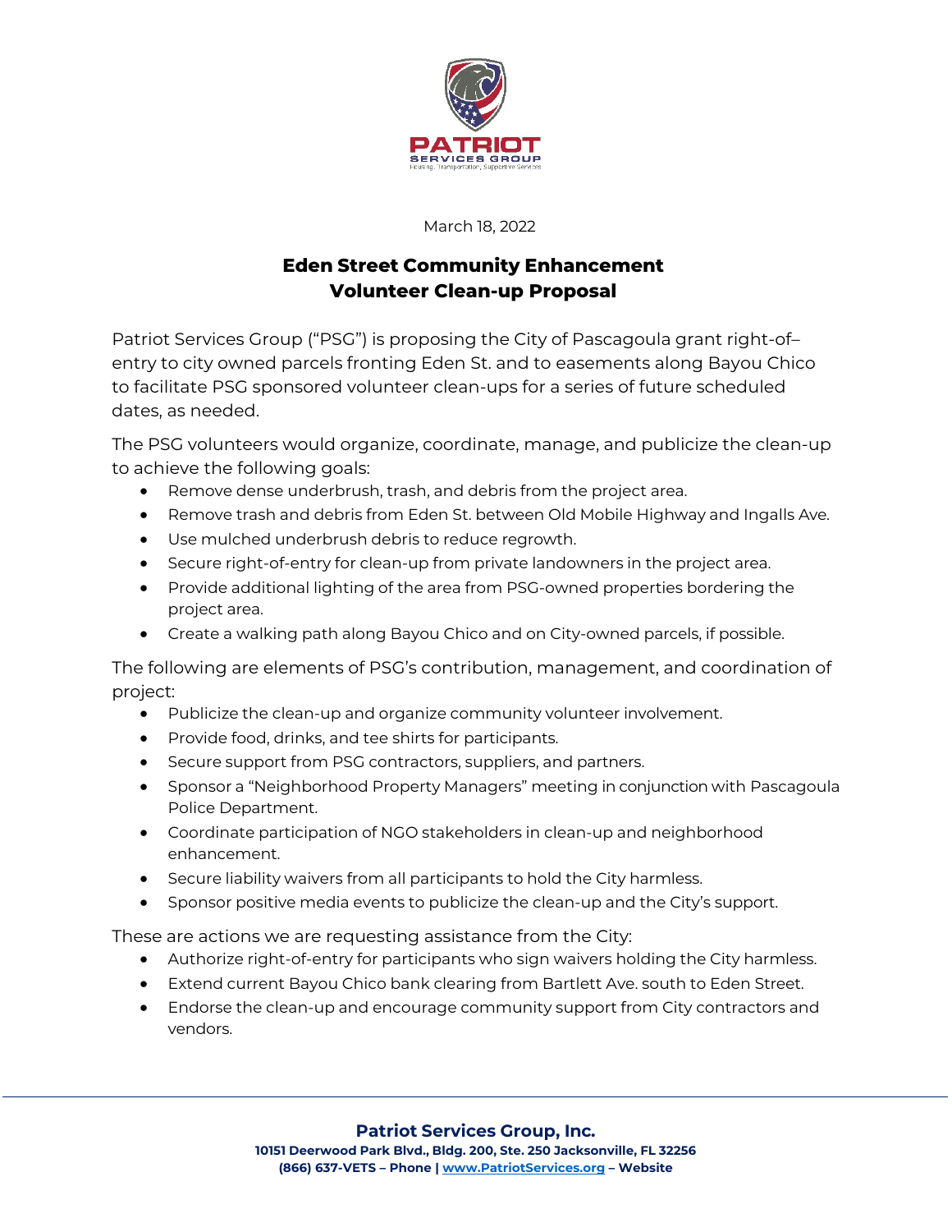PATRIOT
SERVICES GROUP
Housing, Transportation, Supportive Services

March 18, 2022

## Eden Street Community Enhancement
## Volunteer Clean-up Proposal

Patriot Services Group ("PSG") is proposing the City of Pascagoula grant right-of–entry to city owned parcels fronting Eden St. and to easements along Bayou Chico to facilitate PSG sponsored volunteer clean-ups for a series of future scheduled dates, as needed.

The PSG volunteers would organize, coordinate, manage, and publicize the clean-up to achieve the following goals:

- Remove dense underbrush, trash, and debris from the project area.
- Remove trash and debris from Eden St. between Old Mobile Highway and Ingalls Ave.
- Use mulched underbrush debris to reduce regrowth.
- Secure right-of-entry for clean-up from private landowners in the project area.
- Provide additional lighting of the area from PSG-owned properties bordering the project area.
- Create a walking path along Bayou Chico and on City-owned parcels, if possible.

The following are elements of PSG's contribution, management, and coordination of project:

- Publicize the clean-up and organize community volunteer involvement.
- Provide food, drinks, and tee shirts for participants.
- Secure support from PSG contractors, suppliers, and partners.
- Sponsor a "Neighborhood Property Managers" meeting in conjunction with Pascagoula Police Department.
- Coordinate participation of NGO stakeholders in clean-up and neighborhood enhancement.
- Secure liability waivers from all participants to hold the City harmless.
- Sponsor positive media events to publicize the clean-up and the City's support.

These are actions we are requesting assistance from the City:

- Authorize right-of-entry for participants who sign waivers holding the City harmless.
- Extend current Bayou Chico bank clearing from Bartlett Ave. south to Eden Street.
- Endorse the clean-up and encourage community support from City contractors and vendors.

**Patriot Services Group, Inc.**
**10151 Deerwood Park Blvd., Bldg. 200, Ste. 250 Jacksonville, FL 32256**
**(866) 637-VETS – Phone | www.PatriotServices.org – Website**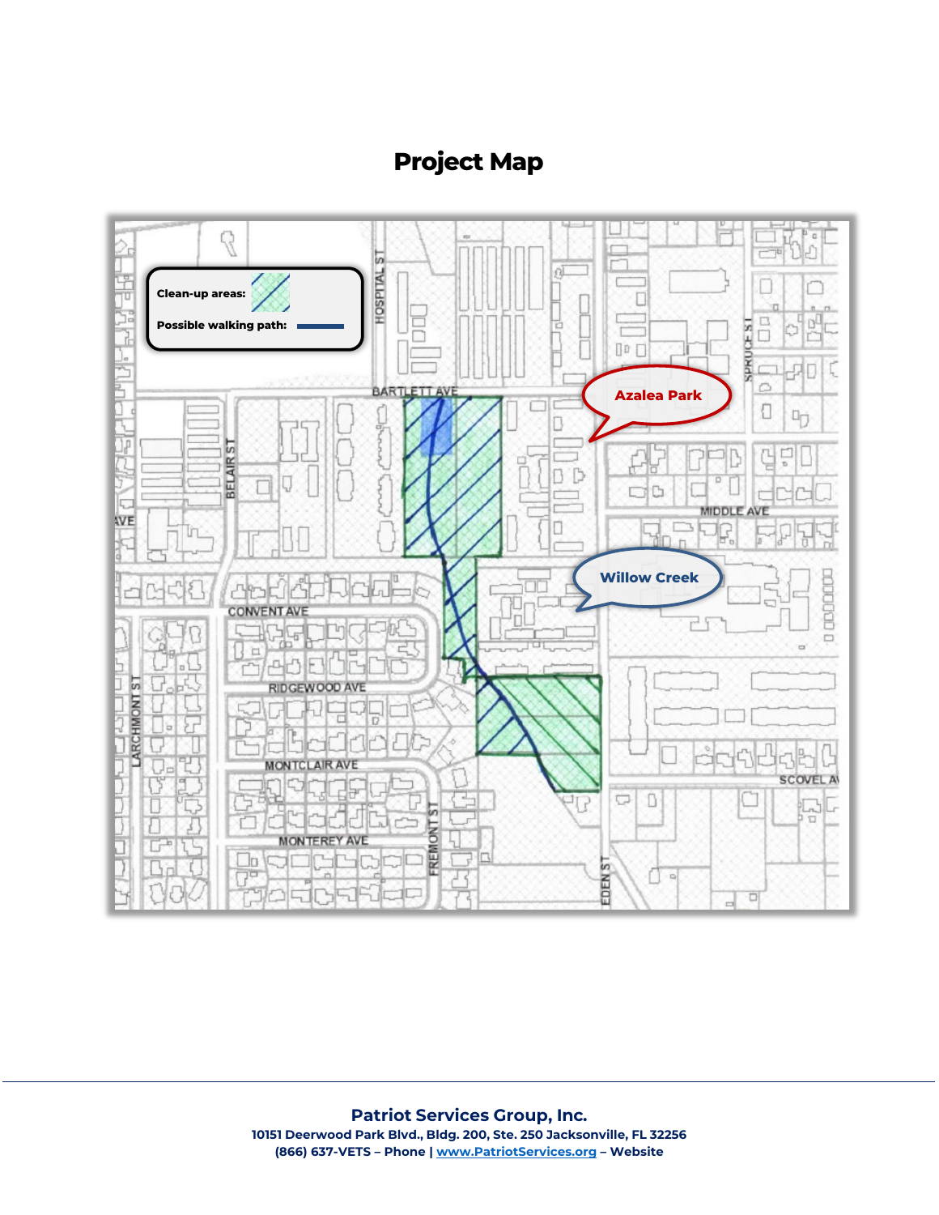# Project Map

Clean-up areas:

Possible walking path:

Azalea Park

Willow Creek

HOSPITAL ST

BARTLETT AVE

BELAIR ST

SPRUCE ST

MIDDLE AVE

AVE

CONVENT AVE

RIDGEWOOD AVE

LARCHMONT ST

MONTCLAIR AVE

MONTEREY AVE

FREMONT ST

EDEN ST

SCOVEL AV

**Patriot Services Group, Inc.**
**10151 Deerwood Park Blvd., Bldg. 200, Ste. 250 Jacksonville, FL 32256**
**(866) 637-VETS – Phone | [www.PatriotServices.org](http://www.PatriotServices.org) – Website**